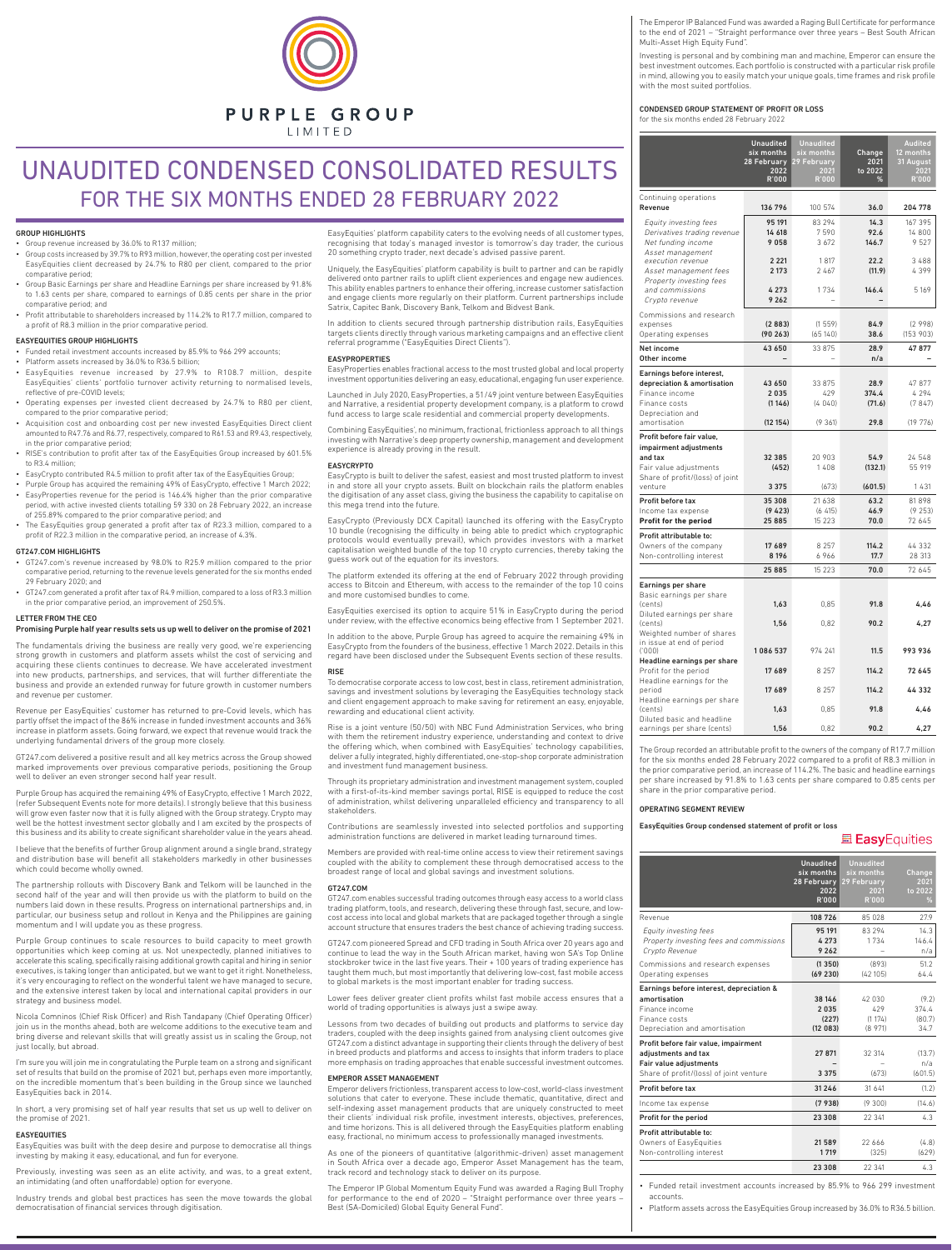PURPLE GROUP LIMITED

# UNAUDITED CONDENSED CONSOLIDATED RESULTS FOR THE SIX MONTHS ENDED 28 FEBRUARY 2022

## GROUP HIGHLIGHTS

- Group revenue increased by 36.0% to R137 million;
- Group costs increased by 39.7% to R93 million, however, the operating cost per invested EasyEquities client decreased by 24.7% to R80 per client, compared to the prior comparative period;
- Group Basic Earnings per share and Headline Earnings per share increased by 91.8% to 1.63 cents per share, compared to earnings of 0.85 cents per share in the prior comparative period; and
- Profit attributable to shareholders increased by 114.2% to R17.7 million, compared to a profit of R8.3 million in the prior comparative period.

## EASYEQUITIES GROUP HIGHLIGHTS

- Funded retail investment accounts increased by 85.9% to 966 299 accounts;
- Platform assets increased by 36.0% to R36.5 billion;
- EasyEquities revenue increased by 27.9% to R108.7 million, despite EasyEquities' clients' portfolio turnover activity returning to normalised levels, reflective of pre-COVID levels;
- Operating expenses per invested client decreased by 24.7% to R80 per client, compared to the prior comparative period;
- Acquisition cost and onboarding cost per new invested EasyEquities Direct client amounted to R47.76 and R6.77, respectively, compared to R61.53 and R9.43, respectively, in the prior comparative period;
- RISE's contribution to profit after tax of the EasyEquities Group increased by 601.5% to R3.4 million;
- EasyCrypto contributed R4.5 million to profit after tax of the EasyEquities Group;
- Purple Group has acquired the remaining 49% of EasyCrypto, effective 1 March 2022;
- EasyProperties revenue for the period is 146.4% higher than the prior comparative period, with active invested clients totalling 59 330 on 28 February 2022, an increase of 255.89% compared to the prior comparative period; and
- The EasyEquities group generated a profit after tax of R23.3 million, compared to a profit of R22.3 million in the comparative period, an increase of 4.3%.

## GT247.COM HIGHLIGHTS

- GT247.com's revenue increased by 98.0% to R25.9 million compared to the prior comparative period, returning to the revenue levels generated for the six months ended 29 February 2020; and
- GT247.com generated a profit after tax of R4.9 million, compared to a loss of R3.3 million in the prior comparative period, an improvement of 250.5%.

## LETTER FROM THE CEO

### Promising Purple half year results sets us up well to deliver on the promise of 2021

The fundamentals driving the business are really very good, we're experiencing strong growth in customers and platform assets whilst the cost of servicing and acquiring these clients continues to decrease. We have accelerated investment into new products, partnerships, and services, that will further differentiate the business and provide an extended runway for future growth in customer numbers and revenue per customer.

Revenue per EasyEquities' customer has returned to pre-Covid levels, which has partly offset the impact of the 86% increase in funded investment accounts and 36% increase in platform assets. Going forward, we expect that revenue would track the underlying fundamental drivers of the group more closely.

GT247.com delivered a positive result and all key metrics across the Group showed marked improvements over previous comparative periods, positioning the Group well to deliver an even stronger second half year result.

Purple Group has acquired the remaining 49% of EasyCrypto, effective 1 March 2022, (refer Subsequent Events note for more details). I strongly believe that this business will grow even faster now that it is fully aligned with the Group strategy. Crypto may well be the hottest investment sector globally and I am excited by the prospects of this business and its ability to create significant shareholder value in the years ahead.

I believe that the benefits of further Group alignment around a single brand, strategy and distribution base will benefit all stakeholders markedly in other businesses which could become wholly owned.

The partnership rollouts with Discovery Bank and Telkom will be launched in the second half of the year and will then provide us with the platform to build on the numbers laid down in these results. Progress on international partnerships and, in particular, our business setup and rollout in Kenya and the Philippines are gaining momentum and I will update you as these progress.

Purple Group continues to scale resources to build capacity to meet growth opportunities which keep coming at us. Not unexpectedly, planned initiatives to accelerate this scaling, specifically raising additional growth capital and hiring in senior executives, is taking longer than anticipated, but we want to get it right. Nonetheless, it's very encouraging to reflect on the wonderful talent we have managed to secure, and the extensive interest taken by local and international capital providers in our strategy and business model.

Nicola Comninos (Chief Risk Officer) and Rish Tandapany (Chief Operating Officer) join us in the months ahead, both are welcome additions to the executive team and bring diverse and relevant skills that will greatly assist us in scaling the Group, not just locally, but abroad.

I'm sure you will join me in congratulating the Purple team on a strong and significant set of results that build on the promise of 2021 but, perhaps even more importantly, on the incredible momentum that's been building in the Group since we launched EasyEquities back in 2014.

In short, a very promising set of half year results that set us up well to deliver on the promise of 2021.

## EASYEQUITIES

EasyEquities was built with the deep desire and purpose to democratise all things investing by making it easy, educational, and fun for everyone.

Previously, investing was seen as an elite activity, and was, to a great extent, an intimidating (and often unaffordable) option for everyone.

Industry trends and global best practices has seen the move towards the global democratisation of financial services through digitisation.

EasyEquities' platform capability caters to the evolving needs of all customer types, recognising that today's managed investor is tomorrow's day trader, the curious 20 something crypto trader, next decade's advised passive parent.

Uniquely, the EasyEquities' platform capability is built to partner and can be rapidly delivered onto partner rails to uplift client experiences and engage new audiences. This ability enables partners to enhance their offering, increase customer satisfaction and engage clients more regularly on their platform. Current partnerships include Satrix, Capitec Bank, Discovery Bank, Telkom and Bidvest Bank.

In addition to clients secured through partnership distribution rails, EasyEquities targets clients directly through various marketing campaigns and an effective client referral programme ("EasyEquities Direct Clients").

## EASYPROPERTIES

EasyProperties enables fractional access to the most trusted global and local property investment opportunities delivering an easy, educational, engaging fun user experience.

Launched in July 2020, EasyProperties, a 51/49 joint venture between EasyEquities and Narrative, a residential property development company, is a platform to crowd fund access to large scale residential and commercial property developments.

Combining EasyEquities', no minimum, fractional, frictionless approach to all things investing with Narrative's deep property ownership, management and development experience is already proving in the result.

## EASYCRYPTO

EasyCrypto is built to deliver the safest, easiest and most trusted platform to invest in and store all your crypto assets. Built on blockchain rails the platform enables the digitisation of any asset class, giving the business the capability to capitalise on this mega trend into the future.

EasyCrypto (Previously DCX Capital) launched its offering with the EasyCrypto 10 bundle (recognising the difficulty in being able to predict which cryptographic protocols would eventually prevail), which provides investors with a market capitalisation weighted bundle of the top 10 crypto currencies, thereby taking the guess work out of the equation for its investors.

The platform extended its offering at the end of February 2022 through providing access to Bitcoin and Ethereum, with access to the remainder of the top 10 coins and more customised bundles to come.

EasyEquities exercised its option to acquire 51% in EasyCrypto during the period under review, with the effective economics being effective from 1 September 2021.

In addition to the above, Purple Group has agreed to acquire the remaining 49% in EasyCrypto from the founders of the business, effective 1 March 2022. Details in this regard have been disclosed under the Subsequent Events section of these results.

## RISE

To democratise corporate access to low cost, best in class, retirement administration, savings and investment solutions by leveraging the EasyEquities technology stack and client engagement approach to make saving for retirement an easy, enjoyable, rewarding and educational client activity.

Rise is a joint venture (50/50) with NBC Fund Administration Services, who bring with them the retirement industry experience, understanding and context to drive the offering which, when combined with EasyEquities' technology capabilities, deliver a fully integrated, highly differentiated, one-stop-shop corporate administration and investment fund management business.

Through its proprietary administration and investment management system, coupled with a first-of-its-kind member savings portal, RISE is equipped to reduce the cost of administration, whilst delivering unparalleled efficiency and transparency to all stakeholders.

Contributions are seamlessly invested into selected portfolios and supporting administration functions are delivered in market leading turnaround times.

Members are provided with real-time online access to view their retirement savings coupled with the ability to complement these through democratised access to the broadest range of local and global savings and investment solutions.

## GT247.COM

GT247.com enables successful trading outcomes through easy access to a world class trading platform, tools, and research, delivering these through fast, secure, and low-cost access into local and global markets that are packaged together through a single account structure that ensures traders the best chance of achieving trading success.

GT247.com pioneered Spread and CFD trading in South Africa over 20 years ago and continue to lead the way in the South African market, having won SA's Top Online stockbroker twice in the last five years. Their + 100 years of trading experience has taught them much, but most importantly that delivering low-cost, fast mobile access to global markets is the most important enabler for trading success.

Lower fees deliver greater client profits whilst fast mobile access ensures that a world of trading opportunities is always just a swipe away.

Lessons from two decades of building out products and platforms to service day traders, coupled with the deep insights gained from analysing client outcomes give GT247.com a distinct advantage in supporting their clients through the delivery of best in breed products and platforms and access to insights that inform traders to place more emphasis on trading approaches that enable successful investment outcomes.

## EMPEROR ASSET MANAGEMENT

Emperor delivers frictionless, transparent access to low-cost, world-class investment solutions that cater to everyone. These include thematic, quantitative, direct and self-indexing asset management products that are uniquely constructed to meet their clients' individual risk profile, investment interests, objectives, preferences, and time horizons. This is all delivered through the EasyEquities platform enabling easy, fractional, no minimum access to professionally managed investments.

As one of the pioneers of quantitative (algorithmic-driven) asset management in South Africa over a decade ago, Emperor Asset Management has the team, track record and technology stack to deliver on its purpose.

The Emperor IP Global Momentum Equity Fund was awarded a Raging Bull Trophy for performance to the end of 2020 – "Straight performance over three years – Best (SA-Domiciled) Global Equity General Fund".

The Emperor IP Balanced Fund was awarded a Raging Bull Certificate for performance to the end of 2021 – "Straight performance over three years – Best South African Multi-Asset High Equity Fund".

Investing is personal and by combining man and machine, Emperor can ensure the best investment outcomes. Each portfolio is constructed with a particular risk profile in mind, allowing you to easily match your unique goals, time frames and risk profile with the most suited portfolios.

## CONDENSED GROUP STATEMENT OF PROFIT OR LOSS

for the six months ended 28 February 2022

| | Unaudited six months 28 February 2022 R'000 | Unaudited six months 29 February 2021 R'000 | Change 2021 to 2022 % | Audited 12 months 31 August 2021 R'000 |
|---|---|---|---|---|
| Continuing operations | | | | |
| **Revenue** | **136 796** | 100 574 | **36.0** | **204 778** |
| *Equity investing fees* | 95 191 | 83 294 | 14.3 | 167 395 |
| *Derivatives trading revenue* | 14 418 | 7 590 | 92.6 | 14 800 |
| *Net funding income* | 9 058 | 3 672 | 146.7 | 9 527 |
| *Asset management execution revenue* | 2 221 | 1 817 | 22.2 | 3 488 |
| *Asset management fees* | 2 173 | 2 467 | (11.9) | 4 399 |
| *Property investing fees and commissions* | 4 273 | 1 734 | 146.4 | 5 169 |
| *Crypto revenue* | 9 262 | – | – | |
| Commissions and research expenses | (2 883) | (1 559) | 84.9 | (2 998) |
| Operating expenses | (90 263) | (65 140) | 38.6 | (153 903) |
| **Net income** | **43 650** | 33 875 | **28.9** | **47 877** |
| **Other income** | – | – | n/a | – |
| **Earnings before interest, depreciation & amortisation** | 43 650 | 33 875 | 28.9 | 47 877 |
| Finance income | 2 035 | 429 | 374.4 | 4 294 |
| Finance costs | (1 146) | (4 040) | (71.6) | (7 847) |
| Depreciation and amortisation | (12 154) | (9 361) | 29.8 | (19 776) |
| **Profit before fair value, impairment adjustments and tax** | 32 385 | 20 903 | 54.9 | 24 548 |
| Fair value adjustments | (452) | 1 408 | (132.1) | 55 919 |
| Share of profit/(loss) of joint venture | 3 375 | (673) | (601.5) | 1 431 |
| **Profit before tax** | 35 308 | 21 638 | 63.2 | 81 898 |
| Income tax expense | (9 423) | (6 415) | 46.9 | (9 253) |
| **Profit for the period** | 25 885 | 15 223 | 70.0 | 72 645 |
| **Profit attributable to:** | | | | |
| Owners of the company | 17 689 | 8 257 | 114.2 | 44 332 |
| Non-controlling interest | 8 196 | 6 966 | 17.7 | 28 313 |
| | 25 885 | 15 223 | 70.0 | 72 645 |
| **Earnings per share** | | | | |
| Basic earnings per share (cents) | 1,63 | 0,85 | 91.8 | 4,46 |
| Diluted earnings per share (cents) | 1,56 | 0,82 | 90.2 | 4,27 |
| Weighted number of shares in issue at end of period ('000) | 1 086 537 | 974 241 | 11.5 | 993 936 |
| **Headline earnings per share** | | | | |
| Profit for the period | 17 689 | 8 257 | 114.2 | 72 645 |
| Headline earnings for the period | 17 689 | 8 257 | 114.2 | 44 332 |
| Headline earnings per share (cents) | 1,63 | 0,85 | 91.8 | 4,46 |
| Diluted basic and headline earnings per share (cents) | 1,56 | 0,82 | 90.2 | 4,27 |

The Group recorded an attributable profit to the owners of the company of R17.7 million for the six months ended 28 February 2022 compared to a profit of R8.3 million in the prior comparative period, an increase of 114.2%. The basic and headline earnings per share increased by 91.8% to 1.63 cents per share compared to 0.85 cents per share in the prior comparative period.

## OPERATING SEGMENT REVIEW

### EasyEquities Group condensed statement of profit or loss

EasyEquities

| | Unaudited six months 28 February 2022 R'000 | Unaudited six months 29 February 2021 R'000 | Change 2021 to 2022 % |
|---|---|---|---|
| Revenue | 108 726 | 85 028 | 27.9 |
| *Equity investing fees* | 95 191 | 83 294 | 14.3 |
| *Property investing fees and commissions* | 4 273 | 1 734 | 146.4 |
| *Crypto Revenue* | 9 262 | – | n/a |
| Commissions and research expenses | (1 350) | (893) | 51.2 |
| Operating expenses | (69 230) | (42 105) | 64.4 |
| **Earnings before interest, depreciation & amortisation** | 38 146 | 42 030 | (9.2) |
| Finance income | 2 035 | 429 | 374.4 |
| Finance costs | (227) | (1 174) | (80.7) |
| Depreciation and amortisation | (12 083) | (8 971) | 34.7 |
| **Profit before fair value, impairment adjustments and tax** | 27 871 | 32 314 | (13.7) |
| **Fair value adjustments** | – | – | n/a |
| Share of profit/(loss) of joint venture | 3 375 | (673) | (601.5) |
| **Profit before tax** | 31 246 | 31 641 | (1.2) |
| Income tax expense | (7 938) | (9 300) | (14.6) |
| **Profit for the period** | 23 308 | 22 341 | 4.3 |
| **Profit attributable to:** | | | |
| Owners of EasyEquities | 21 589 | 22 666 | (4.8) |
| Non-controlling interest | 1 719 | (325) | (629) |
| | 23 308 | 22 341 | 4.3 |

- Funded retail investment accounts increased by 85.9% to 966 299 investment accounts.
- Platform assets across the EasyEquities Group increased by 36.0% to R36.5 billion.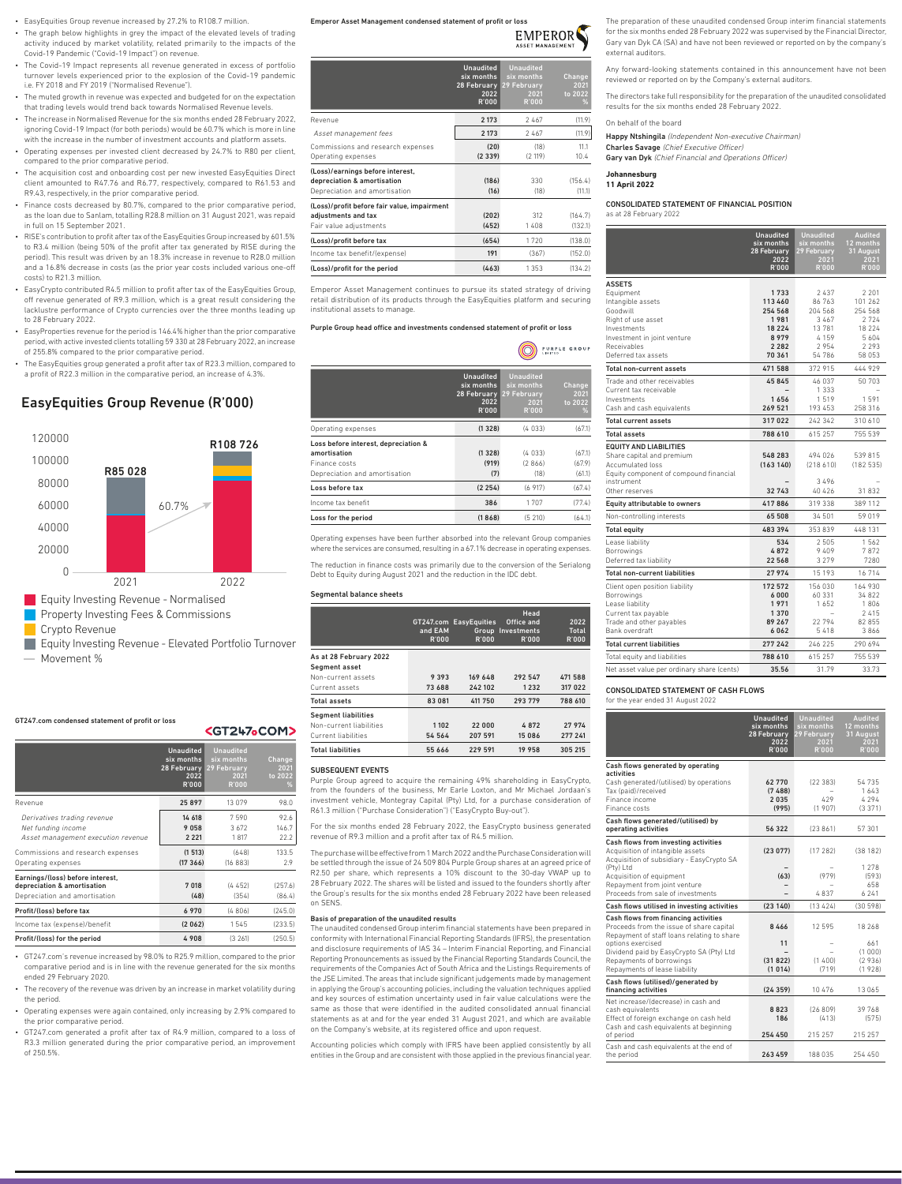- EasyEquities Group revenue increased by 27.2% to R108.7 million.
- The graph below highlights in grey the impact of the elevated levels of trading activity induced by market volatility, related primarily to the impacts of the Covid-19 Pandemic ("Covid-19 Impact") on revenue.
- The Covid-19 Impact represents all revenue generated in excess of portfolio turnover levels experienced prior to the explosion of the Covid-19 pandemic i.e. FY 2018 and FY 2019 ("Normalised Revenue").
- The muted growth in revenue was expected and budgeted for on the expectation that trading levels would trend back towards Normalised Revenue levels.
- The increase in Normalised Revenue for the six months ended 28 February 2022, ignoring Covid-19 Impact (for both periods) would be 60.7% which is more in line with the increase in the number of investment accounts and platform assets.
- Operating expenses per invested client decreased by 24.7% to R80 per client, compared to the prior comparative period.
- The acquisition cost and onboarding cost per new invested EasyEquities Direct client amounted to R47.76 and R6.77, respectively, compared to R61.53 and R9.43, respectively, in the prior comparative period.
- Finance costs decreased by 80.7%, compared to the prior comparative period, as the loan due to Sanlam, totalling R28.8 million on 31 August 2021, was repaid in full on 15 September 2021.
- RISE's contribution to profit after tax of the EasyEquities Group increased by 601.5% to R3.4 million (being 50% of the profit after tax generated by RISE during the period). This result was driven by an 18.3% increase in revenue to R28.0 million and a 16.8% decrease in costs (as the prior year costs included various one-off costs) to R21.3 million.
- EasyCrypto contributed R4.5 million to profit after tax of the EasyEquities Group, off revenue generated of R9.3 million, which is a great result considering the lacklustre performance of Crypto currencies over the three months leading up to 28 February 2022.
- EasyProperties revenue for the period is 146.4% higher than the prior comparative period, with active invested clients totalling 59 330 at 28 February 2022, an increase of 255.8% compared to the prior comparative period.
- The EasyEquities group generated a profit after tax of R23.3 million, compared to a profit of R22.3 million in the comparative period, an increase of 4.3%.

## EasyEquities Group Revenue (R'000)

120000
100000
80000
60000
40000
20000
0
2021
2022
R85 028
R108 726
60.7%

Equity Investing Revenue - Normalised
Property Investing Fees & Commissions
Crypto Revenue
Equity Investing Revenue - Elevated Portfolio Turnover
Movement %

#### GT247.com condensed statement of profit or loss

| | Unaudited six months 28 February 2022 R'000 | Unaudited six months 29 February 2021 R'000 | Change 2021 to 2022 % |
|---|---|---|---|
| Revenue | 25 897 | 13 079 | 98.0 |
| *Derivatives trading revenue* | 14 618 | 7 590 | 92.6 |
| *Net funding income* | 9 058 | 3 672 | 146.7 |
| *Asset management execution revenue* | 2 221 | 1 817 | 22.2 |
| Commissions and research expenses | (1 513) | (648) | 133.5 |
| Operating expenses | (17 366) | (16 883) | 2.9 |
| Earnings/(loss) before interest, depreciation & amortisation | 7 018 | (4 452) | (257.6) |
| Depreciation and amortisation | (48) | (354) | (86.4) |
| Profit/(loss) before tax | 6 970 | (4 806) | (245.0) |
| Income tax (expense)/benefit | (2 062) | 1 545 | (233.5) |
| Profit/(loss) for the period | 4 908 | (3 261) | (250.5) |

- GT247.com's revenue increased by 98.0% to R25.9 million, compared to the prior comparative period and is in line with the revenue generated for the six months ended 29 February 2020.
- The recovery of the revenue was driven by an increase in market volatility during the period.
- Operating expenses were again contained, only increasing by 2.9% compared to the prior comparative period.
- GT247.com generated a profit after tax of R4.9 million, compared to a loss of R3.3 million generated during the prior comparative period, an improvement of 250.5%.

#### Emperor Asset Management condensed statement of profit or loss

| | Unaudited six months 28 February 2022 R'000 | Unaudited six months 29 February 2021 R'000 | Change 2021 to 2022 % |
|---|---|---|---|
| Revenue | 2 173 | 2 467 | (11.9) |
| *Asset management fees* | 2 173 | 2 467 | (11.9) |
| Commissions and research expenses | (20) | (18) | 11.1 |
| Operating expenses | (2 339) | (2 119) | 10.4 |
| (Loss)/earnings before interest, depreciation & amortisation | (186) | 330 | (156.4) |
| Depreciation and amortisation | (16) | (18) | (11.1) |
| (Loss)/profit before fair value, impairment adjustments and tax | (202) | 312 | (164.7) |
| Fair value adjustments | (452) | 1 408 | (132.1) |
| (Loss)/profit before tax | (654) | 1 720 | (138.0) |
| Income tax benefit/(expense) | 191 | (367) | (152.0) |
| (Loss)/profit for the period | (463) | 1 353 | (134.2) |

Emperor Asset Management continues to pursue its stated strategy of driving retail distribution of its products through the EasyEquities platform and securing institutional assets to manage.

#### Purple Group head office and investments condensed statement of profit or loss

| | Unaudited six months 28 February 2022 R'000 | Unaudited six months 29 February 2021 R'000 | Change 2021 to 2022 % |
|---|---|---|---|
| Operating expenses | (1 328) | (4 033) | (67.1) |
| Loss before interest, depreciation & amortisation | (1 328) | (4 033) | (67.1) |
| Finance costs | (919) | (2 866) | (67.9) |
| Depreciation and amortisation | (7) | (18) | (61.1) |
| Loss before tax | (2 254) | (6 917) | (67.4) |
| Income tax benefit | 386 | 1 707 | (77.4) |
| Loss for the period | (1 868) | (5 210) | (64.1) |

Operating expenses have been further absorbed into the relevant Group companies where the services are consumed, resulting in a 67.1% decrease in operating expenses.

The reduction in finance costs was primarily due to the conversion of the Serialong Debt to Equity during August 2021 and the reduction in the IDC debt.

#### Segmental balance sheets

| | GT247.com and EAM R'000 | EasyEquities Group R'000 | Head Office and Investments R'000 | 2022 Total R'000 |
|---|---|---|---|---|
| **As at 28 February 2022** | | | | |
| **Segment asset** | | | | |
| Non-current assets | 9 393 | 169 648 | 292 547 | 471 588 |
| Current assets | 73 688 | 242 102 | 1 232 | 317 022 |
| **Total assets** | 83 081 | 411 750 | 293 779 | 788 610 |
| **Segment liabilities** | | | | |
| Non-current liabilities | 1 102 | 22 000 | 4 872 | 27 974 |
| Current liabilities | 54 564 | 207 591 | 15 086 | 277 241 |
| **Total liabilities** | 55 666 | 229 591 | 19 958 | 305 215 |

#### SUBSEQUENT EVENTS

Purple Group agreed to acquire the remaining 49% shareholding in EasyCrypto, from the founders of the business, Mr Earle Loxton, and Mr Michael Jordaan's investment vehicle, Montegray Capital (Pty) Ltd, for a purchase consideration of R61.3 million ("Purchase Consideration") ("EasyCrypto Buy-out").

For the six months ended 28 February 2022, the EasyCrypto business generated revenue of R9.3 million and a profit after tax of R4.5 million.

The purchase will be effective from 1 March 2022 and the Purchase Consideration will be settled through the issue of 24 509 804 Purple Group shares at an agreed price of R2.50 per share, which represents a 10% discount to the 30-day VWAP up to 28 February 2022. The shares will be listed and issued to the founders shortly after the Group's results for the six months ended 28 February 2022 have been released on SENS.

#### Basis of preparation of the unaudited results

The unaudited condensed Group interim financial statements have been prepared in conformity with International Financial Reporting Standards (IFRS), the presentation and disclosure requirements of IAS 34 – Interim Financial Reporting, and Financial Reporting Pronouncements as issued by the Financial Reporting Standards Council, the requirements of the Companies Act of South Africa and the Listings Requirements of the JSE Limited. The areas that include significant judgements made by management in applying the Group's accounting policies, including the valuation techniques applied and key sources of estimation uncertainty used in fair value calculations were the same as those that were identified in the audited consolidated annual financial statements as at and for the year ended 31 August 2021, and which are available on the Company's website, at its registered office and upon request.

Accounting policies which comply with IFRS have been applied consistently by all entities in the Group and are consistent with those applied in the previous financial year.

The preparation of these unaudited condensed Group interim financial statements for the six months ended 28 February 2022 was supervised by the Financial Director, Gary van Dyk CA (SA) and have not been reviewed or reported on by the company's external auditors.

Any forward-looking statements contained in this announcement have not been reviewed or reported on by the Company's external auditors.

The directors take full responsibility for the preparation of the unaudited consolidated results for the six months ended 28 February 2022.

On behalf of the board

**Happy Ntshingila** *(Independent Non-executive Chairman)*
**Charles Savage** *(Chief Executive Officer)*
**Gary van Dyk** *(Chief Financial and Operations Officer)*

**Johannesburg**
**11 April 2022**

#### CONSOLIDATED STATEMENT OF FINANCIAL POSITION
as at 28 February 2022

| | Unaudited six months 28 February 2022 R'000 | Unaudited six months 29 February 2021 R'000 | Audited 12 months 31 August 2021 R'000 |
|---|---|---|---|
| **ASSETS** | | | |
| Equipment | 1 733 | 2 437 | 2 201 |
| Intangible assets | 113 460 | 86 763 | 101 262 |
| Goodwill | 254 568 | 204 568 | 254 568 |
| Right of use asset | 1 981 | 3 467 | 2 724 |
| Investments | 18 224 | 13 781 | 18 224 |
| Investment in joint venture | 8 979 | 4 159 | 5 604 |
| Receivables | 2 282 | 2 954 | 2 293 |
| Deferred tax assets | 70 361 | 54 786 | 58 053 |
| **Total non-current assets** | 471 588 | 372 915 | 444 929 |
| Trade and other receivables | 45 845 | 46 037 | 50 703 |
| Current tax receivable | – | 1 333 | – |
| Investments | 1 656 | 1 519 | 1 591 |
| Cash and cash equivalents | 269 521 | 193 453 | 258 316 |
| **Total current assets** | 317 022 | 242 342 | 310 610 |
| **Total assets** | 788 610 | 615 257 | 755 539 |
| **EQUITY AND LIABILITIES** | | | |
| Share capital and premium | 548 283 | 494 026 | 539 815 |
| Accumulated loss | (163 140) | (218 610) | (182 535) |
| Equity component of compound financial instrument | – | 3 496 | – |
| Other reserves | 32 743 | 40 426 | 31 832 |
| **Equity attributable to owners** | 417 886 | 319 338 | 389 112 |
| Non-controlling interests | 65 508 | 34 501 | 59 019 |
| **Total equity** | 483 394 | 353 839 | 448 131 |
| Lease liability | 534 | 2 505 | 1 562 |
| Borrowings | 4 872 | 9 409 | 7 872 |
| Deferred tax liability | 22 568 | 3 279 | 7280 |
| **Total non-current liabilities** | 27 974 | 15 193 | 16 714 |
| Client open position liability | 172 572 | 156 030 | 164 930 |
| Borrowings | 6 000 | 60 331 | 34 822 |
| Lease liability | 1 971 | 1 652 | 1 806 |
| Current tax payable | 1 370 | – | 2 415 |
| Trade and other payables | 89 267 | 22 794 | 82 855 |
| Bank overdraft | 6 062 | 5 418 | 3 866 |
| **Total current liabilities** | 277 242 | 246 225 | 290 694 |
| Total equity and liabilities | 788 610 | 615 257 | 755 539 |
| Net asset value per ordinary share (cents) | 35.56 | 31.79 | 33.73 |

#### CONSOLIDATED STATEMENT OF CASH FLOWS
for the year ended 31 August 2022

| | Unaudited six months 28 February 2022 R'000 | Unaudited six months 29 February 2021 R'000 | Audited 12 months 31 August 2021 R'000 |
|---|---|---|---|
| **Cash flows generated by operating activities** | | | |
| Cash generated/(utilised) by operations | 62 770 | (22 383) | 54 735 |
| Tax (paid)/received | (7 488) | – | 1 643 |
| Finance income | 2 035 | 429 | 4 294 |
| Finance costs | (995) | (1 907) | (3 371) |
| **Cash flows generated/(utilised) by operating activities** | 56 322 | (23 861) | 57 301 |
| **Cash flows from investing activities** | | | |
| Acquisition of intangible assets | (23 077) | (17 282) | (38 182) |
| Acquisition of subsidiary - EasyCrypto SA (Pty) Ltd | – | – | 1 278 |
| Acquisition of equipment | (63) | (979) | (593) |
| Repayment from joint venture | – | – | 658 |
| Proceeds from sale of investments | – | 4 837 | 6 241 |
| **Cash flows utilised in investing activities** | (23 140) | (13 424) | (30 598) |
| **Cash flows from financing activities** | | | |
| Proceeds from the issue of share capital | 8 466 | 12 595 | 18 268 |
| Repayment of staff loans relating to share options exercised | 11 | – | 661 |
| Dividend paid by EasyCrypto SA (Pty) Ltd | – | – | (1 000) |
| Repayments of borrowings | (31 822) | (1 400) | (2 936) |
| Repayments of lease liability | (1 014) | (719) | (1 928) |
| **Cash flows (utilised)/generated by financing activities** | (24 359) | 10 476 | 13 065 |
| Net increase/(decrease) in cash and cash equivalents | 8 823 | (26 809) | 39 768 |
| Effect of foreign exchange on cash held | 186 | (413) | (575) |
| Cash and cash equivalents at beginning of period | 254 450 | 215 257 | 215 257 |
| Cash and cash equivalents at the end of the period | 263 459 | 188 035 | 254 450 |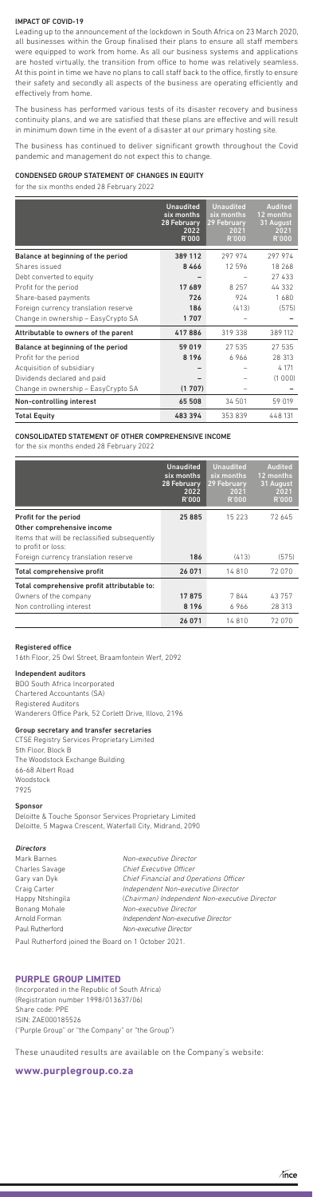## IMPACT OF COVID-19

Leading up to the announcement of the lockdown in South Africa on 23 March 2020, all businesses within the Group finalised their plans to ensure all staff members were equipped to work from home. As all our business systems and applications are hosted virtually, the transition from office to home was relatively seamless. At this point in time we have no plans to call staff back to the office, firstly to ensure their safety and secondly all aspects of the business are operating efficiently and effectively from home.

The business has performed various tests of its disaster recovery and business continuity plans, and we are satisfied that these plans are effective and will result in minimum down time in the event of a disaster at our primary hosting site.

The business has continued to deliver significant growth throughout the Covid pandemic and management do not expect this to change.

## CONDENSED GROUP STATEMENT OF CHANGES IN EQUITY

for the six months ended 28 February 2022

| | Unaudited six months 28 February 2022 R'000 | Unaudited six months 29 February 2021 R'000 | Audited 12 months 31 August 2021 R'000 |
|---|---|---|---|
| **Balance at beginning of the period** | **389 112** | 297 974 | 297 974 |
| Shares issued | **8 466** | 12 596 | 18 268 |
| Debt converted to equity | **–** | – | 27 433 |
| Profit for the period | **17 689** | 8 257 | 44 332 |
| Share-based payments | **726** | 924 | 1 680 |
| Foreign currency translation reserve | **186** | (413) | (575) |
| Change in ownership – EasyCrypto SA | **1 707** | – | |
| **Attributable to owners of the parent** | **417 886** | 319 338 | 389 112 |
| **Balance at beginning of the period** | **59 019** | 27 535 | 27 535 |
| Profit for the period | **8 196** | 6 966 | 28 313 |
| Acquisition of subsidiary | **–** | – | 4 171 |
| Dividends declared and paid | **–** | – | (1 000) |
| Change in ownership – EasyCrypto SA | **(1 707)** | – | – |
| **Non-controlling interest** | **65 508** | 34 501 | 59 019 |
| **Total Equity** | **483 394** | 353 839 | 448 131 |

## CONSOLIDATED STATEMENT OF OTHER COMPREHENSIVE INCOME

for the six months ended 28 February 2022

| | Unaudited six months 28 February 2022 R'000 | Unaudited six months 29 February 2021 R'000 | Audited 12 months 31 August 2021 R'000 |
|---|---|---|---|
| **Profit for the period** | **25 885** | 15 223 | 72 645 |
| **Other comprehensive income** | | | |
| Items that will be reclassified subsequently to profit or loss: | | | |
| Foreign currency translation reserve | **186** | (413) | (575) |
| **Total comprehensive profit** | **26 071** | 14 810 | 72 070 |
| **Total comprehensive profit attributable to:** | | | |
| Owners of the company | **17 875** | 7 844 | 43 757 |
| Non controlling interest | **8 196** | 6 966 | 28 313 |
| | **26 071** | 14 810 | 72 070 |

### Registered office

16th Floor, 25 Owl Street, Braamfontein Werf, 2092

### Independent auditors

BDO South Africa Incorporated
Chartered Accountants (SA)
Registered Auditors
Wanderers Office Park, 52 Corlett Drive, Illovo, 2196

### Group secretary and transfer secretaries

CTSE Registry Services Proprietary Limited
5th Floor, Block B
The Woodstock Exchange Building
66-68 Albert Road
Woodstock
7925

### Sponsor

Deloitte & Touche Sponsor Services Proprietary Limited
Deloitte, 5 Magwa Crescent, Waterfall City, Midrand, 2090

### *Directors*

| | |
|---|---|
| Mark Barnes | *Non-executive Director* |
| Charles Savage | *Chief Executive Officer* |
| Gary van Dyk | *Chief Financial and Operations Officer* |
| Craig Carter | *Independent Non-executive Director* |
| Happy Ntshingila | *(Chairman) Independent Non-executive Director* |
| Bonang Mohale | *Non-executive Director* |
| Arnold Forman | *Independent Non-executive Director* |
| Paul Rutherford | *Non-executive Director* |

Paul Rutherford joined the Board on 1 October 2021.

## PURPLE GROUP LIMITED

(Incorporated in the Republic of South Africa)
(Registration number 1998/013637/06)
Share code: PPE
ISIN: ZAE000185526
("Purple Group" or "the Company" or "the Group")

These unaudited results are available on the Company's website:

**www.purplegroup.co.za**